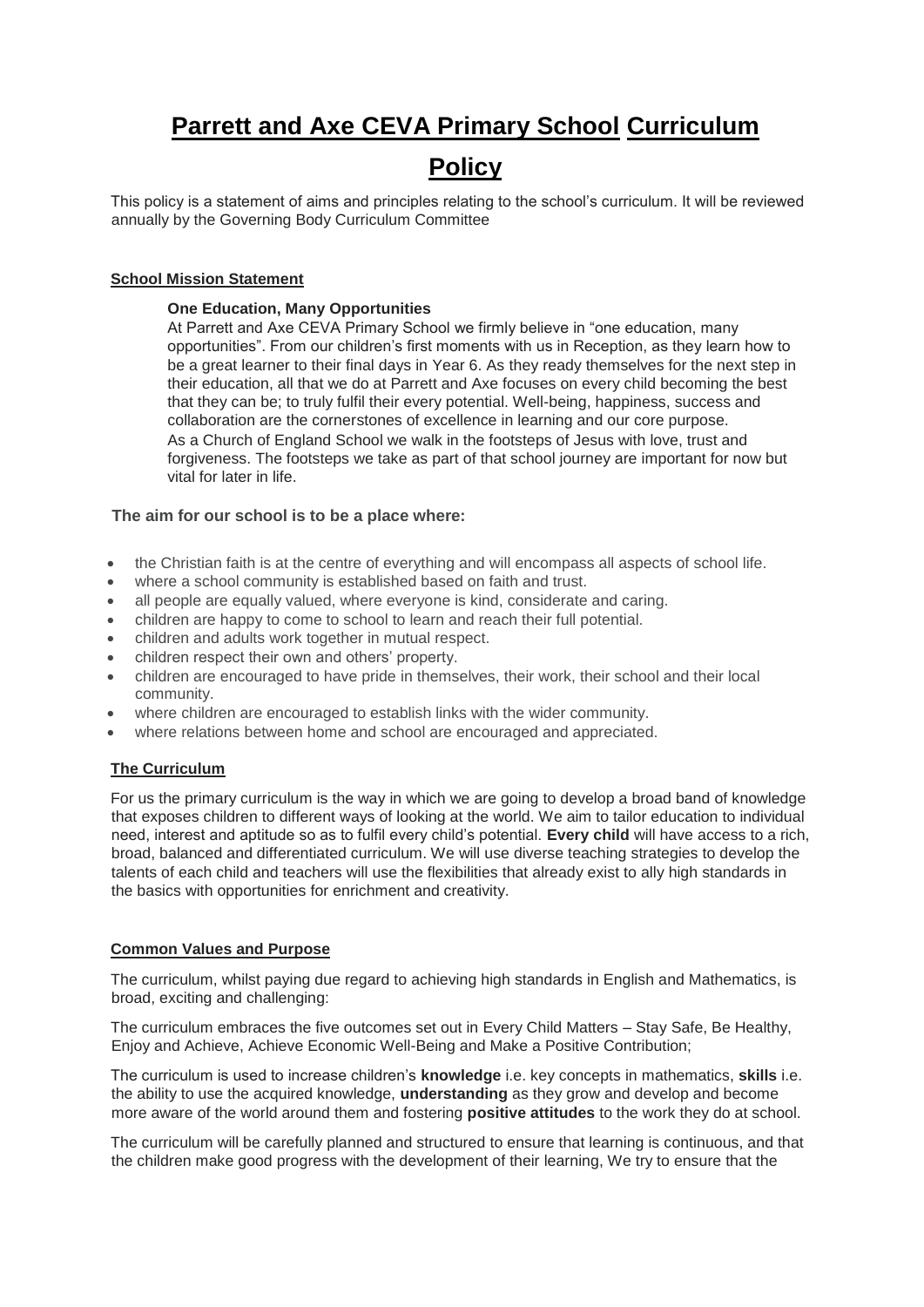# Parrett and Axe CEVA Primary School Curriculum Policy

This policy is a statement of aims and principles relating to the school's curriculum. It will be reviewed annually by the Governing Body Curriculum Committee

### School Mission Statement

**One Education, Many Opportunities**

At Parrett and Axe CEVA Primary School we firmly believe in "one education, many opportunities". From our children's first moments with us in Reception, as they learn how to be a great learner to their final days in Year 6. As they ready themselves for the next step in their education, all that we do at Parrett and Axe focuses on every child becoming the best that they can be; to truly fulfil their every potential. Well-being, happiness, success and collaboration are the cornerstones of excellence in learning and our core purpose.

As a Church of England School we walk in the footsteps of Jesus with love, trust and forgiveness. The footsteps we take as part of that school journey are important for now but vital for later in life.

**The aim for our school is to be a place where:**

- the Christian faith is at the centre of everything and will encompass all aspects of school life.
- where a school community is established based on faith and trust.
- all people are equally valued, where everyone is kind, considerate and caring.
- children are happy to come to school to learn and reach their full potential.
- children and adults work together in mutual respect.
- children respect their own and others' property.
- children are encouraged to have pride in themselves, their work, their school and their local community.
- where children are encouraged to establish links with the wider community.
- where relations between home and school are encouraged and appreciated.

### The Curriculum

For us the primary curriculum is the way in which we are going to develop a broad band of knowledge that exposes children to different ways of looking at the world. We aim to tailor education to individual need, interest and aptitude so as to fulfil every child's potential. **Every child** will have access to a rich, broad, balanced and differentiated curriculum. We will use diverse teaching strategies to develop the talents of each child and teachers will use the flexibilities that already exist to ally high standards in the basics with opportunities for enrichment and creativity.

### Common Values and Purpose

The curriculum, whilst paying due regard to achieving high standards in English and Mathematics, is broad, exciting and challenging:

The curriculum embraces the five outcomes set out in Every Child Matters – Stay Safe, Be Healthy, Enjoy and Achieve, Achieve Economic Well-Being and Make a Positive Contribution;

The curriculum is used to increase children's **knowledge** i.e. key concepts in mathematics, **skills** i.e. the ability to use the acquired knowledge, **understanding** as they grow and develop and become more aware of the world around them and fostering **positive attitudes** to the work they do at school.

The curriculum will be carefully planned and structured to ensure that learning is continuous, and that the children make good progress with the development of their learning, We try to ensure that the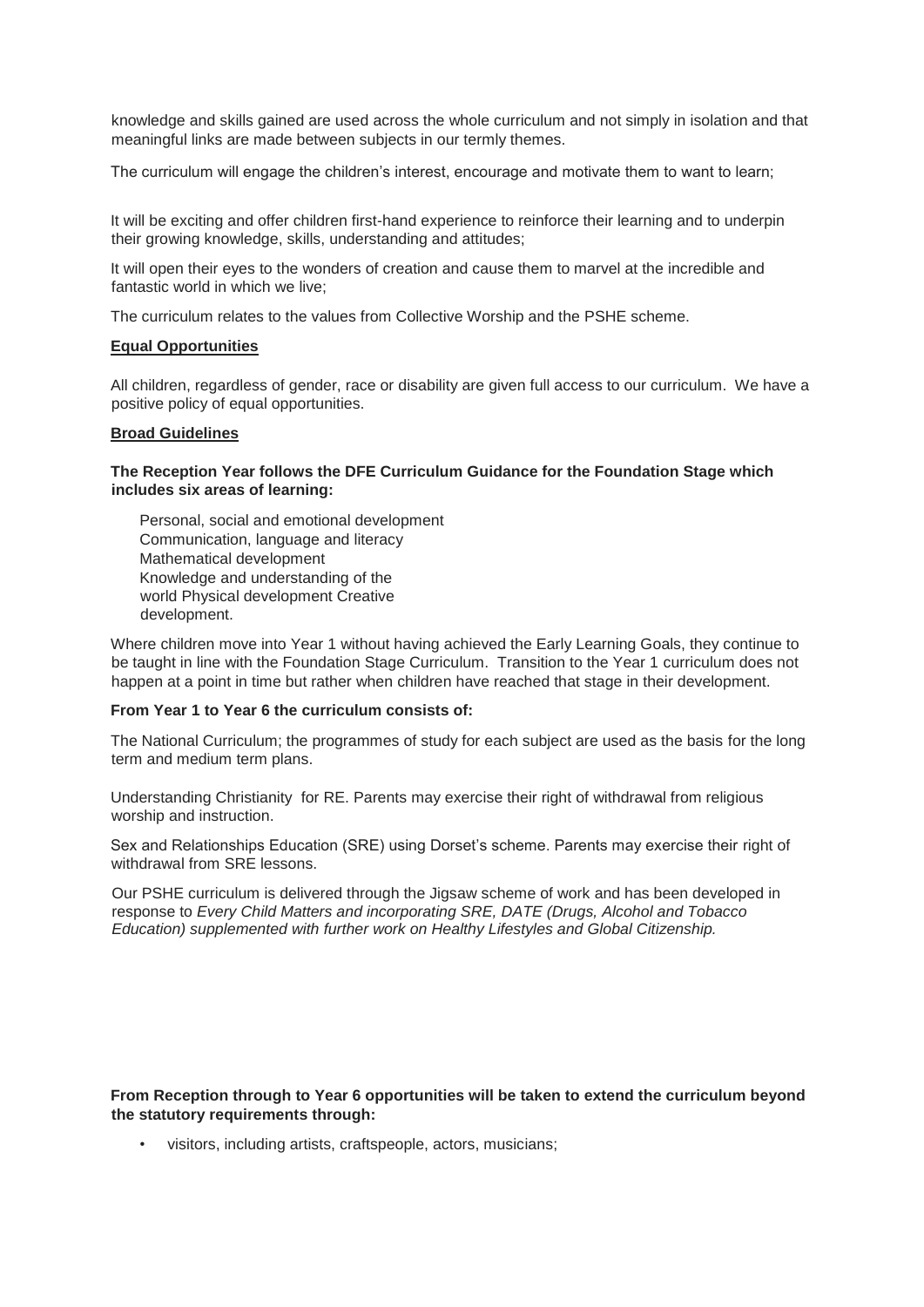knowledge and skills gained are used across the whole curriculum and not simply in isolation and that meaningful links are made between subjects in our termly themes.

The curriculum will engage the children's interest, encourage and motivate them to want to learn;

It will be exciting and offer children first-hand experience to reinforce their learning and to underpin their growing knowledge, skills, understanding and attitudes;

It will open their eyes to the wonders of creation and cause them to marvel at the incredible and fantastic world in which we live;

The curriculum relates to the values from Collective Worship and the PSHE scheme.

**Equal Opportunities**

All children, regardless of gender, race or disability are given full access to our curriculum. We have a positive policy of equal opportunities.

**Broad Guidelines**

**The Reception Year follows the DFE Curriculum Guidance for the Foundation Stage which includes six areas of learning:**

Personal, social and emotional development
Communication, language and literacy
Mathematical development
Knowledge and understanding of the world
Physical development
Creative development.

Where children move into Year 1 without having achieved the Early Learning Goals, they continue to be taught in line with the Foundation Stage Curriculum. Transition to the Year 1 curriculum does not happen at a point in time but rather when children have reached that stage in their development.

**From Year 1 to Year 6 the curriculum consists of:**

The National Curriculum; the programmes of study for each subject are used as the basis for the long term and medium term plans.

Understanding Christianity for RE. Parents may exercise their right of withdrawal from religious worship and instruction.

Sex and Relationships Education (SRE) using Dorset's scheme. Parents may exercise their right of withdrawal from SRE lessons.

Our PSHE curriculum is delivered through the Jigsaw scheme of work and has been developed in response to *Every Child Matters and incorporating SRE, DATE (Drugs, Alcohol and Tobacco Education) supplemented with further work on Healthy Lifestyles and Global Citizenship.*

**From Reception through to Year 6 opportunities will be taken to extend the curriculum beyond the statutory requirements through:**

- visitors, including artists, craftspeople, actors, musicians;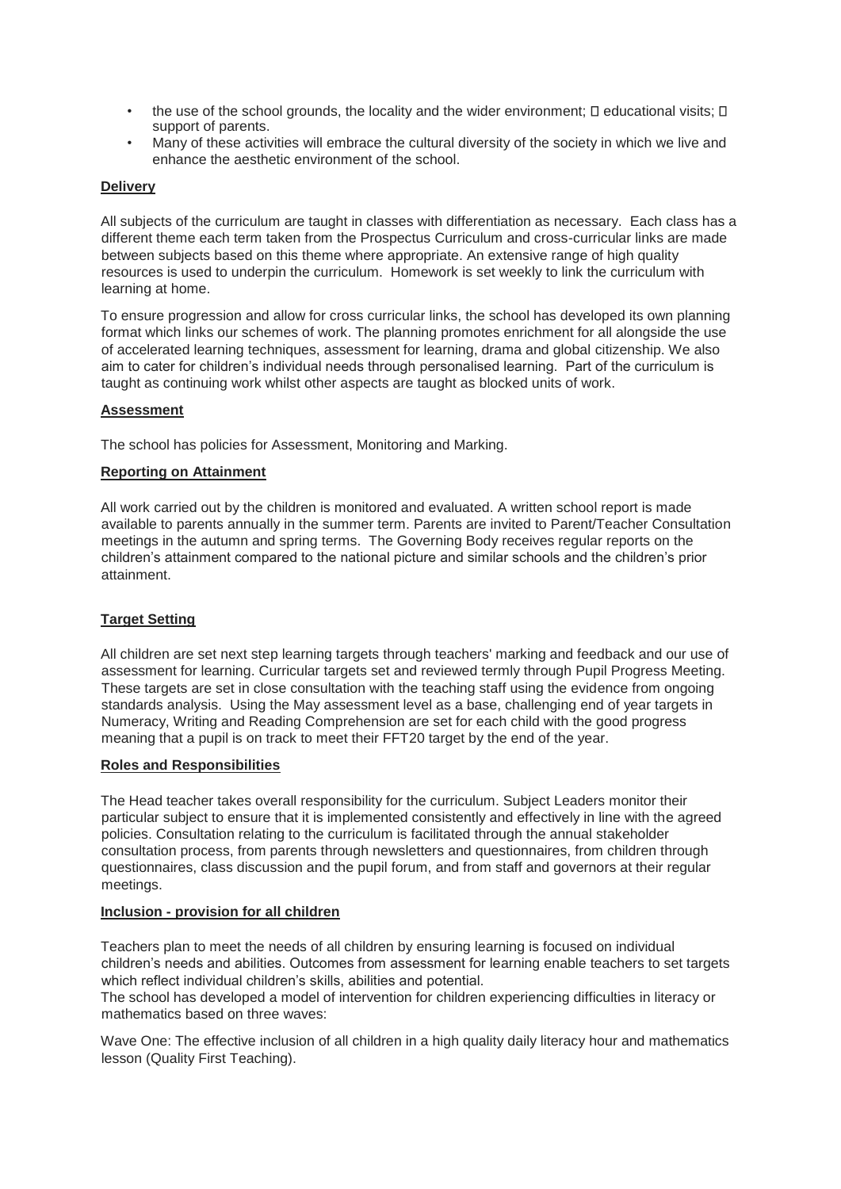- the use of the school grounds, the locality and the wider environment;  educational visits;  support of parents.
- Many of these activities will embrace the cultural diversity of the society in which we live and enhance the aesthetic environment of the school.

**Delivery**

All subjects of the curriculum are taught in classes with differentiation as necessary. Each class has a different theme each term taken from the Prospectus Curriculum and cross-curricular links are made between subjects based on this theme where appropriate. An extensive range of high quality resources is used to underpin the curriculum. Homework is set weekly to link the curriculum with learning at home.

To ensure progression and allow for cross curricular links, the school has developed its own planning format which links our schemes of work. The planning promotes enrichment for all alongside the use of accelerated learning techniques, assessment for learning, drama and global citizenship. We also aim to cater for children's individual needs through personalised learning. Part of the curriculum is taught as continuing work whilst other aspects are taught as blocked units of work.

**Assessment**

The school has policies for Assessment, Monitoring and Marking.

**Reporting on Attainment**

All work carried out by the children is monitored and evaluated. A written school report is made available to parents annually in the summer term. Parents are invited to Parent/Teacher Consultation meetings in the autumn and spring terms. The Governing Body receives regular reports on the children's attainment compared to the national picture and similar schools and the children's prior attainment.

**Target Setting**

All children are set next step learning targets through teachers' marking and feedback and our use of assessment for learning. Curricular targets set and reviewed termly through Pupil Progress Meeting. These targets are set in close consultation with the teaching staff using the evidence from ongoing standards analysis. Using the May assessment level as a base, challenging end of year targets in Numeracy, Writing and Reading Comprehension are set for each child with the good progress meaning that a pupil is on track to meet their FFT20 target by the end of the year.

**Roles and Responsibilities**

The Head teacher takes overall responsibility for the curriculum. Subject Leaders monitor their particular subject to ensure that it is implemented consistently and effectively in line with the agreed policies. Consultation relating to the curriculum is facilitated through the annual stakeholder consultation process, from parents through newsletters and questionnaires, from children through questionnaires, class discussion and the pupil forum, and from staff and governors at their regular meetings.

**Inclusion - provision for all children**

Teachers plan to meet the needs of all children by ensuring learning is focused on individual children's needs and abilities. Outcomes from assessment for learning enable teachers to set targets which reflect individual children's skills, abilities and potential.
The school has developed a model of intervention for children experiencing difficulties in literacy or mathematics based on three waves:

Wave One: The effective inclusion of all children in a high quality daily literacy hour and mathematics lesson (Quality First Teaching).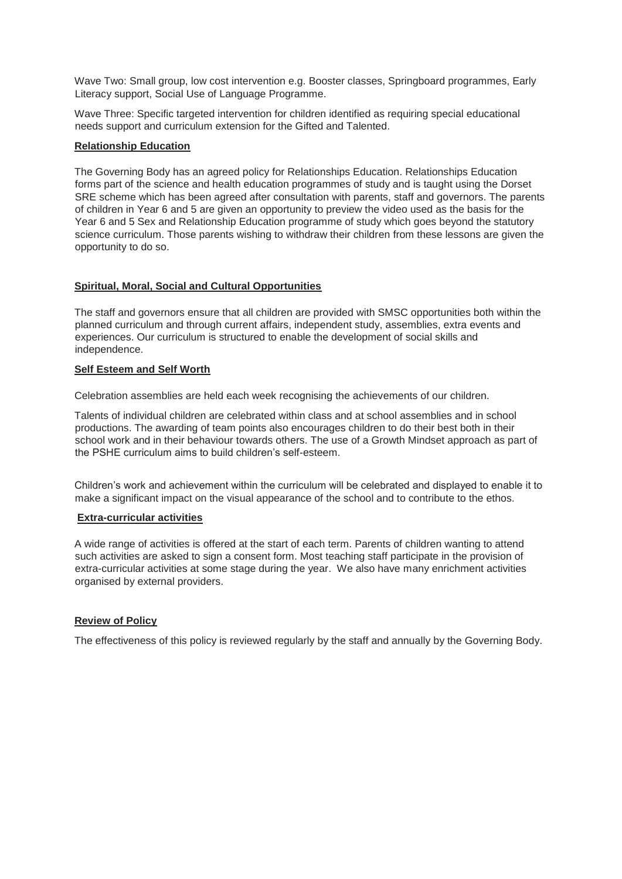Wave Two: Small group, low cost intervention e.g. Booster classes, Springboard programmes, Early Literacy support, Social Use of Language Programme.

Wave Three: Specific targeted intervention for children identified as requiring special educational needs support and curriculum extension for the Gifted and Talented.

## Relationship Education

The Governing Body has an agreed policy for Relationships Education. Relationships Education forms part of the science and health education programmes of study and is taught using the Dorset SRE scheme which has been agreed after consultation with parents, staff and governors. The parents of children in Year 6 and 5 are given an opportunity to preview the video used as the basis for the Year 6 and 5 Sex and Relationship Education programme of study which goes beyond the statutory science curriculum. Those parents wishing to withdraw their children from these lessons are given the opportunity to do so.

## Spiritual, Moral, Social and Cultural Opportunities

The staff and governors ensure that all children are provided with SMSC opportunities both within the planned curriculum and through current affairs, independent study, assemblies, extra events and experiences. Our curriculum is structured to enable the development of social skills and independence.

## Self Esteem and Self Worth

Celebration assemblies are held each week recognising the achievements of our children.

Talents of individual children are celebrated within class and at school assemblies and in school productions. The awarding of team points also encourages children to do their best both in their school work and in their behaviour towards others. The use of a Growth Mindset approach as part of the PSHE curriculum aims to build children's self-esteem.

Children's work and achievement within the curriculum will be celebrated and displayed to enable it to make a significant impact on the visual appearance of the school and to contribute to the ethos.

## Extra-curricular activities

A wide range of activities is offered at the start of each term. Parents of children wanting to attend such activities are asked to sign a consent form. Most teaching staff participate in the provision of extra-curricular activities at some stage during the year. We also have many enrichment activities organised by external providers.

## Review of Policy

The effectiveness of this policy is reviewed regularly by the staff and annually by the Governing Body.